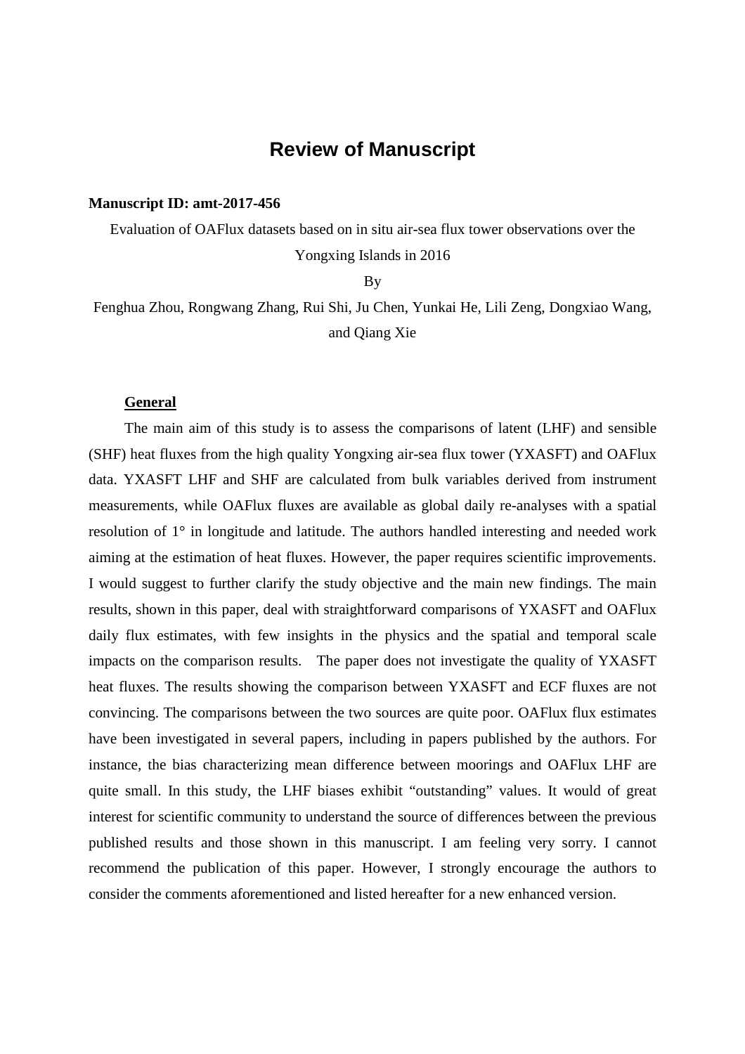# Review of Manuscript

**Manuscript ID: amt-2017-456**

Evaluation of OAFlux datasets based on in situ air-sea flux tower observations over the Yongxing Islands in 2016

By

Fenghua Zhou, Rongwang Zhang, Rui Shi, Ju Chen, Yunkai He, Lili Zeng, Dongxiao Wang, and Qiang Xie

## General

The main aim of this study is to assess the comparisons of latent (LHF) and sensible (SHF) heat fluxes from the high quality Yongxing air-sea flux tower (YXASFT) and OAFlux data. YXASFT LHF and SHF are calculated from bulk variables derived from instrument measurements, while OAFlux fluxes are available as global daily re-analyses with a spatial resolution of 1° in longitude and latitude. The authors handled interesting and needed work aiming at the estimation of heat fluxes. However, the paper requires scientific improvements. I would suggest to further clarify the study objective and the main new findings. The main results, shown in this paper, deal with straightforward comparisons of YXASFT and OAFlux daily flux estimates, with few insights in the physics and the spatial and temporal scale impacts on the comparison results. The paper does not investigate the quality of YXASFT heat fluxes. The results showing the comparison between YXASFT and ECF fluxes are not convincing. The comparisons between the two sources are quite poor. OAFlux flux estimates have been investigated in several papers, including in papers published by the authors. For instance, the bias characterizing mean difference between moorings and OAFlux LHF are quite small. In this study, the LHF biases exhibit “outstanding” values. It would of great interest for scientific community to understand the source of differences between the previous published results and those shown in this manuscript. I am feeling very sorry. I cannot recommend the publication of this paper. However, I strongly encourage the authors to consider the comments aforementioned and listed hereafter for a new enhanced version.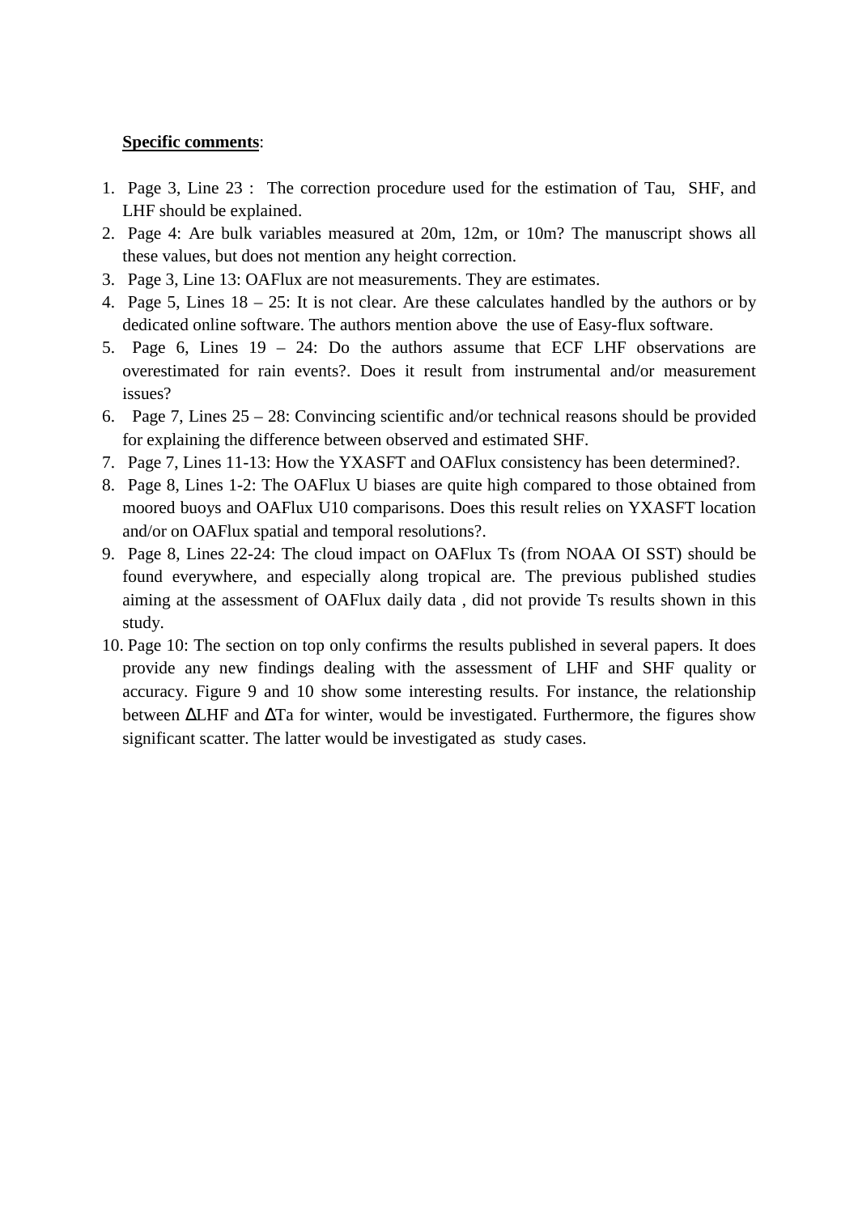**Specific comments**:

1. Page 3, Line 23 : The correction procedure used for the estimation of Tau, SHF, and LHF should be explained.
2. Page 4: Are bulk variables measured at 20m, 12m, or 10m? The manuscript shows all these values, but does not mention any height correction.
3. Page 3, Line 13: OAFlux are not measurements. They are estimates.
4. Page 5, Lines 18 – 25: It is not clear. Are these calculates handled by the authors or by dedicated online software. The authors mention above the use of Easy-flux software.
5. Page 6, Lines 19 – 24: Do the authors assume that ECF LHF observations are overestimated for rain events?. Does it result from instrumental and/or measurement issues?
6. Page 7, Lines 25 – 28: Convincing scientific and/or technical reasons should be provided for explaining the difference between observed and estimated SHF.
7. Page 7, Lines 11-13: How the YXASFT and OAFlux consistency has been determined?.
8. Page 8, Lines 1-2: The OAFlux U biases are quite high compared to those obtained from moored buoys and OAFlux U10 comparisons. Does this result relies on YXASFT location and/or on OAFlux spatial and temporal resolutions?.
9. Page 8, Lines 22-24: The cloud impact on OAFlux Ts (from NOAA OI SST) should be found everywhere, and especially along tropical are. The previous published studies aiming at the assessment of OAFlux daily data , did not provide Ts results shown in this study.
10. Page 10: The section on top only confirms the results published in several papers. It does provide any new findings dealing with the assessment of LHF and SHF quality or accuracy. Figure 9 and 10 show some interesting results. For instance, the relationship between $\Delta$LHF and $\Delta$Ta for winter, would be investigated. Furthermore, the figures show significant scatter. The latter would be investigated as study cases.